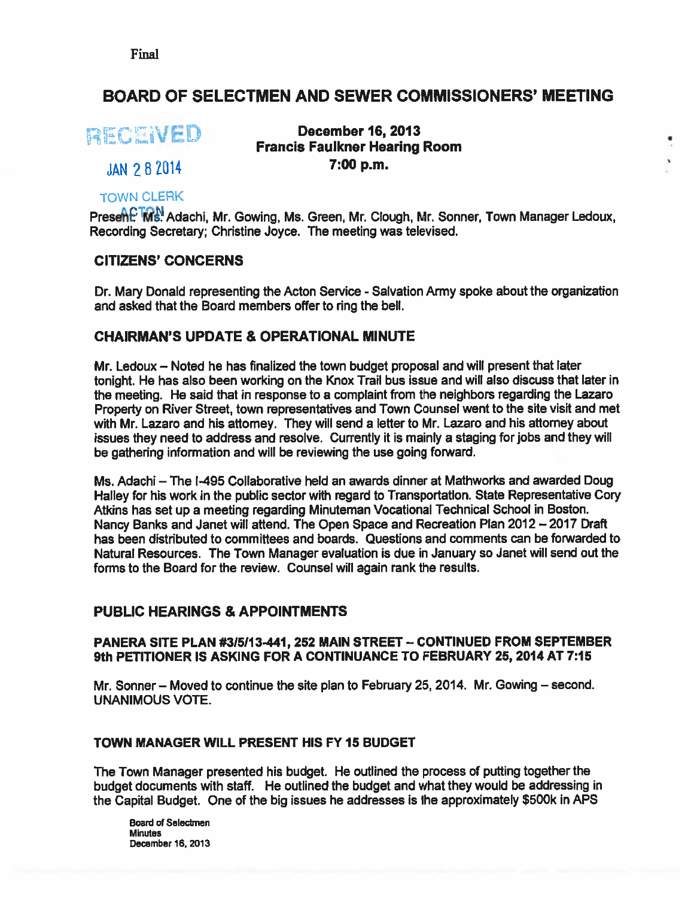Final

# BOARD OF SELECTMEN AND SEWER COMMISSIONERS' MEETING

RECEIVED

JAN 28 2014

TOWN CLERK
ACTON

**December 16, 2013**
**Francis Faulkner Hearing Room**
**7:00 p.m.**

Present: Ms. Adachi, Mr. Gowing, Ms. Green, Mr. Clough, Mr. Sonner, Town Manager Ledoux, Recording Secretary; Christine Joyce. The meeting was televised.

## CITIZENS' CONCERNS

Dr. Mary Donald representing the Acton Service - Salvation Army spoke about the organization and asked that the Board members offer to ring the bell.

## CHAIRMAN'S UPDATE & OPERATIONAL MINUTE

Mr. Ledoux – Noted he has finalized the town budget proposal and will present that later tonight. He has also been working on the Knox Trail bus issue and will also discuss that later in the meeting. He said that in response to a complaint from the neighbors regarding the Lazaro Property on River Street, town representatives and Town Counsel went to the site visit and met with Mr. Lazaro and his attorney. They will send a letter to Mr. Lazaro and his attorney about issues they need to address and resolve. Currently it is mainly a staging for jobs and they will be gathering information and will be reviewing the use going forward.

Ms. Adachi – The I-495 Collaborative held an awards dinner at Mathworks and awarded Doug Halley for his work in the public sector with regard to Transportation. State Representative Cory Atkins has set up a meeting regarding Minuteman Vocational Technical School in Boston. Nancy Banks and Janet will attend. The Open Space and Recreation Plan 2012 – 2017 Draft has been distributed to committees and boards. Questions and comments can be forwarded to Natural Resources. The Town Manager evaluation is due in January so Janet will send out the forms to the Board for the review. Counsel will again rank the results.

## PUBLIC HEARINGS & APPOINTMENTS

### PANERA SITE PLAN #3/5/13-441, 252 MAIN STREET – CONTINUED FROM SEPTEMBER 9th PETITIONER IS ASKING FOR A CONTINUANCE TO FEBRUARY 25, 2014 AT 7:15

Mr. Sonner – Moved to continue the site plan to February 25, 2014. Mr. Gowing – second. UNANIMOUS VOTE.

### TOWN MANAGER WILL PRESENT HIS FY 15 BUDGET

The Town Manager presented his budget. He outlined the process of putting together the budget documents with staff. He outlined the budget and what they would be addressing in the Capital Budget. One of the big issues he addresses is the approximately $500k in APS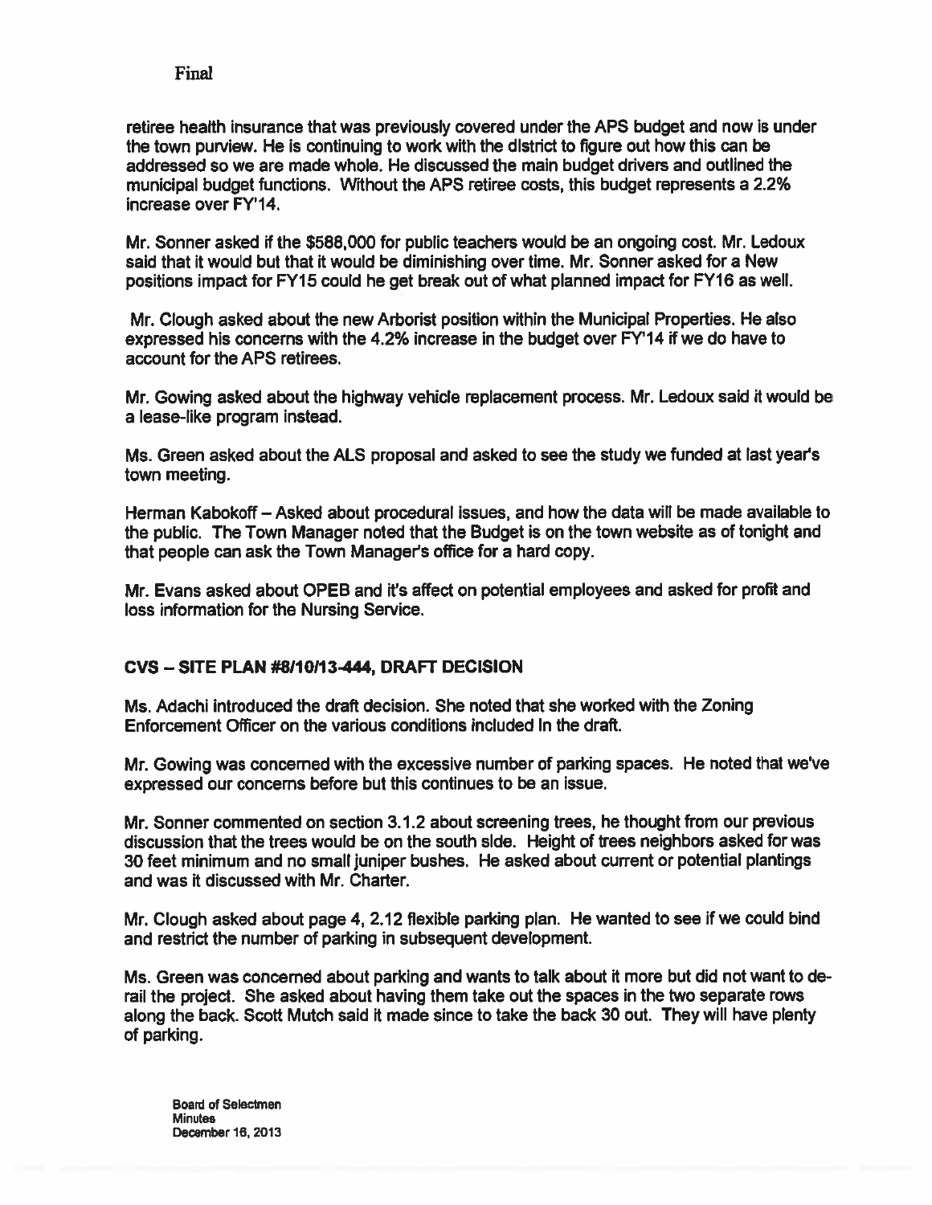Final

retiree health insurance that was previously covered under the APS budget and now is under the town purview. He is continuing to work with the district to figure out how this can be addressed so we are made whole. He discussed the main budget drivers and outlined the municipal budget functions. Without the APS retiree costs, this budget represents a 2.2% increase over FY'14.

Mr. Sonner asked if the $588,000 for public teachers would be an ongoing cost. Mr. Ledoux said that it would but that it would be diminishing over time. Mr. Sonner asked for a New positions impact for FY15 could he get break out of what planned impact for FY16 as well.

Mr. Clough asked about the new Arborist position within the Municipal Properties. He also expressed his concerns with the 4.2% increase in the budget over FY'14 if we do have to account for the APS retirees.

Mr. Gowing asked about the highway vehicle replacement process. Mr. Ledoux said it would be a lease-like program instead.

Ms. Green asked about the ALS proposal and asked to see the study we funded at last year's town meeting.

Herman Kabokoff – Asked about procedural issues, and how the data will be made available to the public. The Town Manager noted that the Budget is on the town website as of tonight and that people can ask the Town Manager's office for a hard copy.

Mr. Evans asked about OPEB and it's affect on potential employees and asked for profit and loss information for the Nursing Service.

## CVS – SITE PLAN #8/10/13-444, DRAFT DECISION

Ms. Adachi introduced the draft decision. She noted that she worked with the Zoning Enforcement Officer on the various conditions included in the draft.

Mr. Gowing was concerned with the excessive number of parking spaces. He noted that we've expressed our concerns before but this continues to be an issue.

Mr. Sonner commented on section 3.1.2 about screening trees, he thought from our previous discussion that the trees would be on the south side. Height of trees neighbors asked for was 30 feet minimum and no small juniper bushes. He asked about current or potential plantings and was it discussed with Mr. Charter.

Mr. Clough asked about page 4, 2.12 flexible parking plan. He wanted to see if we could bind and restrict the number of parking in subsequent development.

Ms. Green was concerned about parking and wants to talk about it more but did not want to de-rail the project. She asked about having them take out the spaces in the two separate rows along the back. Scott Mutch said it made since to take the back 30 out. They will have plenty of parking.

Board of Selectmen
Minutes
December 16, 2013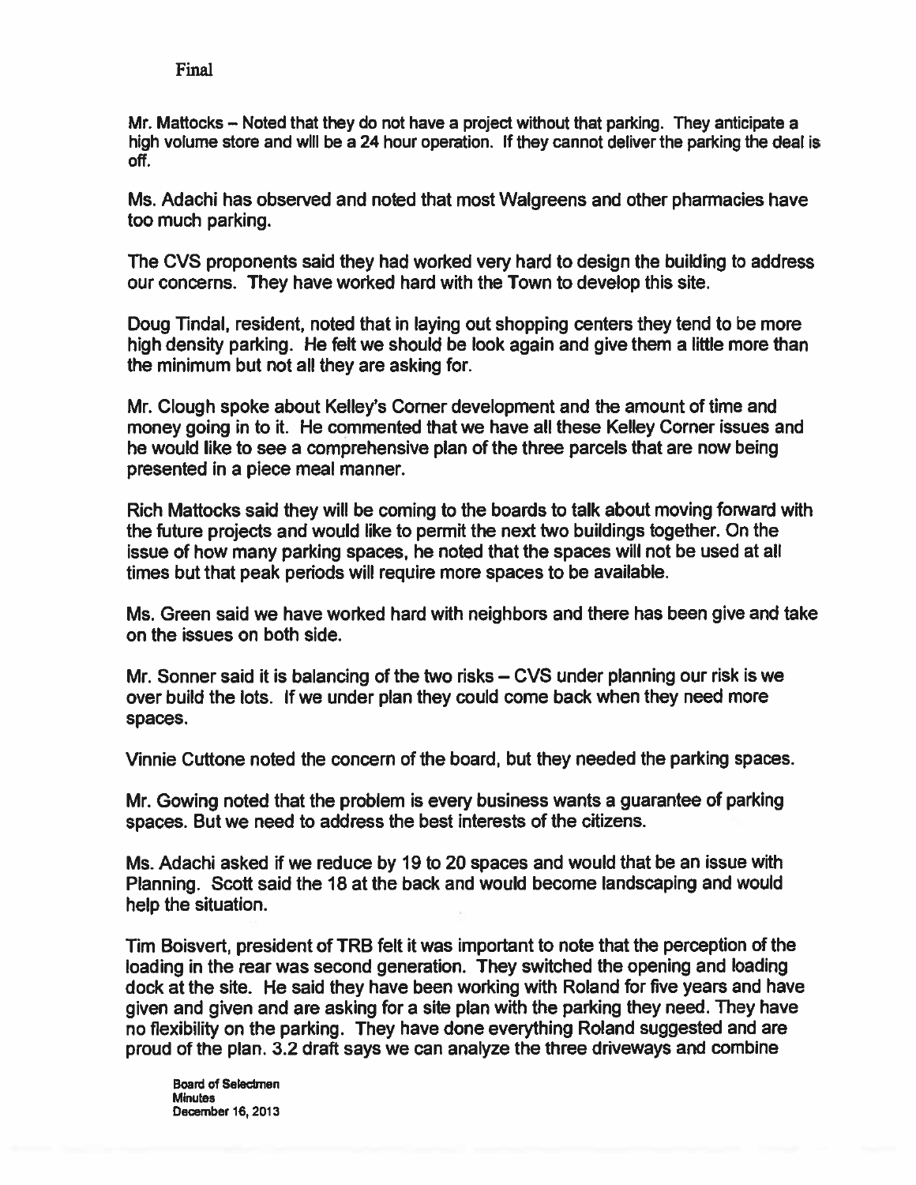Final

Mr. Mattocks – Noted that they do not have a project without that parking. They anticipate a high volume store and will be a 24 hour operation. If they cannot deliver the parking the deal is off.

Ms. Adachi has observed and noted that most Walgreens and other pharmacies have too much parking.

The CVS proponents said they had worked very hard to design the building to address our concerns. They have worked hard with the Town to develop this site.

Doug Tindal, resident, noted that in laying out shopping centers they tend to be more high density parking. He felt we should be look again and give them a little more than the minimum but not all they are asking for.

Mr. Clough spoke about Kelley's Corner development and the amount of time and money going in to it. He commented that we have all these Kelley Corner issues and he would like to see a comprehensive plan of the three parcels that are now being presented in a piece meal manner.

Rich Mattocks said they will be coming to the boards to talk about moving forward with the future projects and would like to permit the next two buildings together. On the issue of how many parking spaces, he noted that the spaces will not be used at all times but that peak periods will require more spaces to be available.

Ms. Green said we have worked hard with neighbors and there has been give and take on the issues on both side.

Mr. Sonner said it is balancing of the two risks – CVS under planning our risk is we over build the lots. If we under plan they could come back when they need more spaces.

Vinnie Cuttone noted the concern of the board, but they needed the parking spaces.

Mr. Gowing noted that the problem is every business wants a guarantee of parking spaces. But we need to address the best interests of the citizens.

Ms. Adachi asked if we reduce by 19 to 20 spaces and would that be an issue with Planning. Scott said the 18 at the back and would become landscaping and would help the situation.

Tim Boisvert, president of TRB felt it was important to note that the perception of the loading in the rear was second generation. They switched the opening and loading dock at the site. He said they have been working with Roland for five years and have given and given and are asking for a site plan with the parking they need. They have no flexibility on the parking. They have done everything Roland suggested and are proud of the plan. 3.2 draft says we can analyze the three driveways and combine

Board of Selectmen
Minutes
December 16, 2013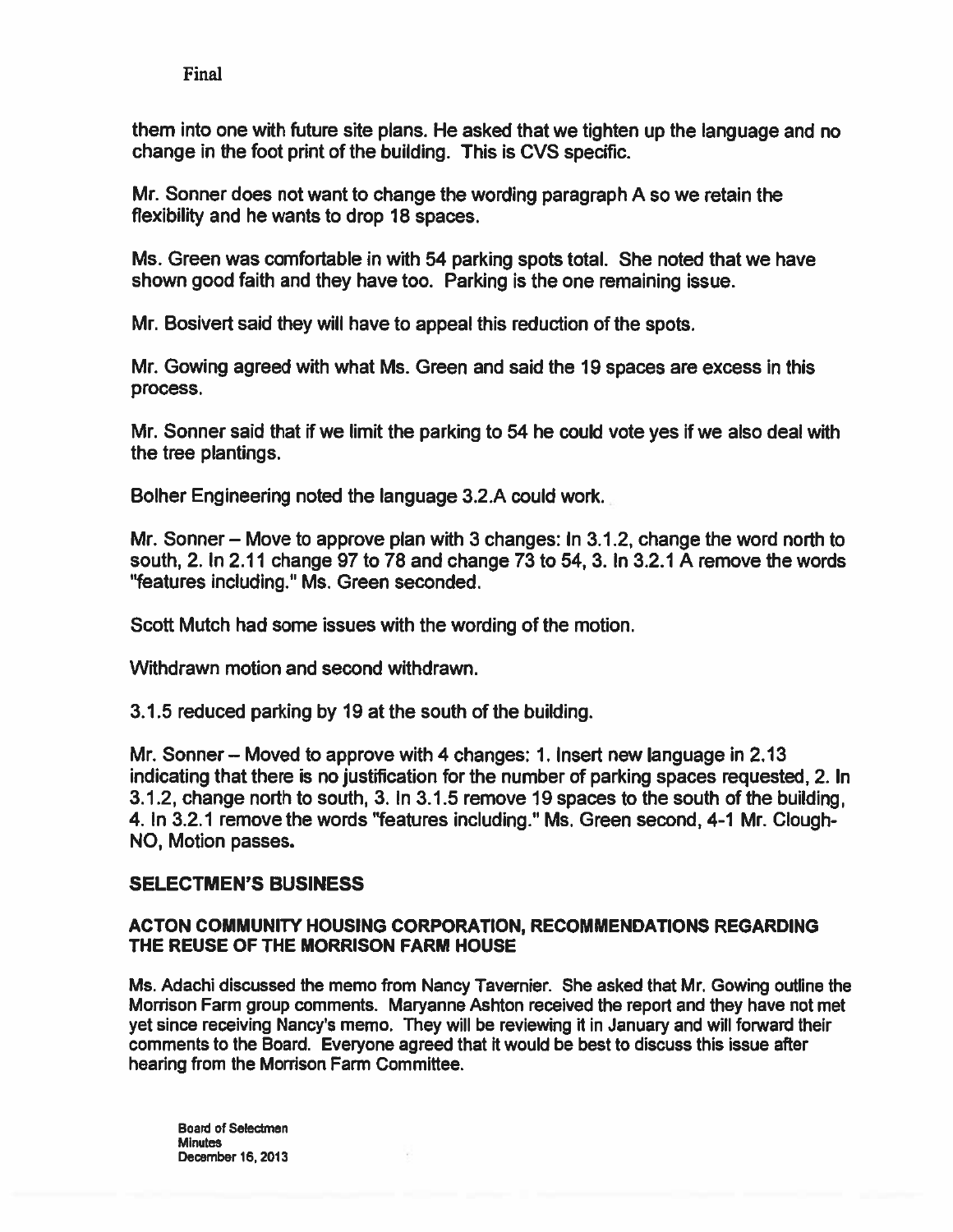them into one with future site plans. He asked that we tighten up the language and no change in the foot print of the building. This is CVS specific.

Mr. Sonner does not want to change the wording paragraph A so we retain the flexibility and he wants to drop 18 spaces.

Ms. Green was comfortable in with 54 parking spots total. She noted that we have shown good faith and they have too. Parking is the one remaining issue.

Mr. Bosivert said they will have to appeal this reduction of the spots.

Mr. Gowing agreed with what Ms. Green and said the 19 spaces are excess in this process.

Mr. Sonner said that if we limit the parking to 54 he could vote yes if we also deal with the tree plantings.

Bolher Engineering noted the language 3.2.A could work.

Mr. Sonner – Move to approve plan with 3 changes: In 3.1.2, change the word north to south, 2. In 2.11 change 97 to 78 and change 73 to 54, 3. In 3.2.1 A remove the words "features including." Ms. Green seconded.

Scott Mutch had some issues with the wording of the motion.

Withdrawn motion and second withdrawn.

3.1.5 reduced parking by 19 at the south of the building.

Mr. Sonner – Moved to approve with 4 changes: 1. Insert new language in 2.13 indicating that there is no justification for the number of parking spaces requested, 2. In 3.1.2, change north to south, 3. In 3.1.5 remove 19 spaces to the south of the building, 4. In 3.2.1 remove the words "features including." Ms. Green second, 4-1 Mr. Clough-NO, Motion passes.

## SELECTMEN'S BUSINESS

### ACTON COMMUNITY HOUSING CORPORATION, RECOMMENDATIONS REGARDING THE REUSE OF THE MORRISON FARM HOUSE

Ms. Adachi discussed the memo from Nancy Tavernier. She asked that Mr. Gowing outline the Morrison Farm group comments. Maryanne Ashton received the report and they have not met yet since receiving Nancy's memo. They will be reviewing it in January and will forward their comments to the Board. Everyone agreed that it would be best to discuss this issue after hearing from the Morrison Farm Committee.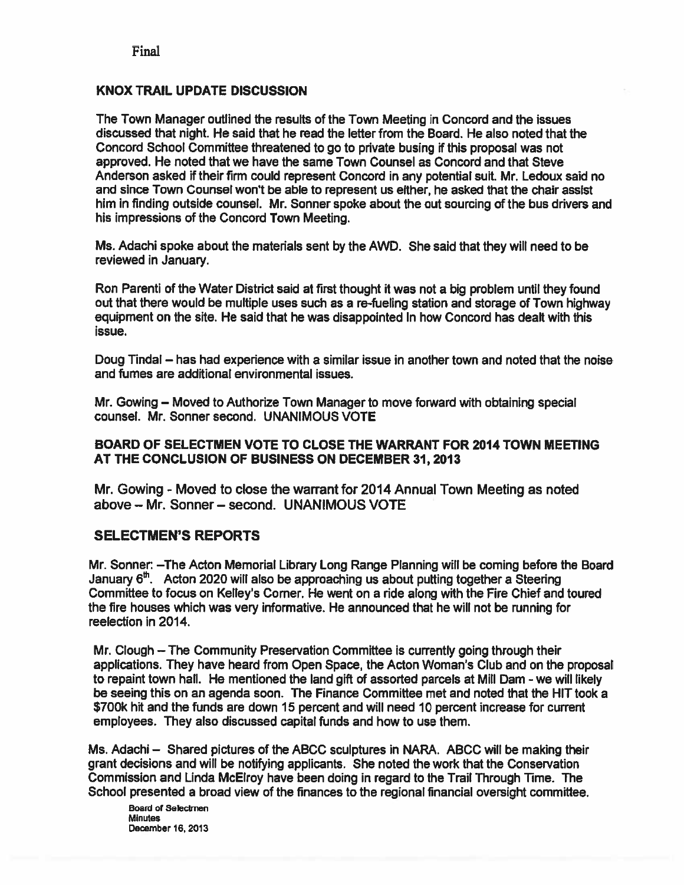Final

## KNOX TRAIL UPDATE DISCUSSION

The Town Manager outlined the results of the Town Meeting in Concord and the issues discussed that night. He said that he read the letter from the Board. He also noted that the Concord School Committee threatened to go to private busing if this proposal was not approved. He noted that we have the same Town Counsel as Concord and that Steve Anderson asked if their firm could represent Concord in any potential suit. Mr. Ledoux said no and since Town Counsel won't be able to represent us either, he asked that the chair assist him in finding outside counsel. Mr. Sonner spoke about the out sourcing of the bus drivers and his impressions of the Concord Town Meeting.

Ms. Adachi spoke about the materials sent by the AWD. She said that they will need to be reviewed in January.

Ron Parenti of the Water District said at first thought it was not a big problem until they found out that there would be multiple uses such as a re-fueling station and storage of Town highway equipment on the site. He said that he was disappointed in how Concord has dealt with this issue.

Doug Tindal – has had experience with a similar issue in another town and noted that the noise and fumes are additional environmental issues.

Mr. Gowing – Moved to Authorize Town Manager to move forward with obtaining special counsel. Mr. Sonner second. UNANIMOUS VOTE

## BOARD OF SELECTMEN VOTE TO CLOSE THE WARRANT FOR 2014 TOWN MEETING AT THE CONCLUSION OF BUSINESS ON DECEMBER 31, 2013

Mr. Gowing - Moved to close the warrant for 2014 Annual Town Meeting as noted above – Mr. Sonner – second. UNANIMOUS VOTE

## SELECTMEN'S REPORTS

Mr. Sonner: –The Acton Memorial Library Long Range Planning will be coming before the Board January 6th. Acton 2020 will also be approaching us about putting together a Steering Committee to focus on Kelley's Corner. He went on a ride along with the Fire Chief and toured the fire houses which was very informative. He announced that he will not be running for reelection in 2014.

Mr. Clough – The Community Preservation Committee is currently going through their applications. They have heard from Open Space, the Acton Woman's Club and on the proposal to repaint town hall. He mentioned the land gift of assorted parcels at Mill Dam - we will likely be seeing this on an agenda soon. The Finance Committee met and noted that the HIT took a $700k hit and the funds are down 15 percent and will need 10 percent increase for current employees. They also discussed capital funds and how to use them.

Ms. Adachi – Shared pictures of the ABCC sculptures in NARA. ABCC will be making their grant decisions and will be notifying applicants. She noted the work that the Conservation Commission and Linda McElroy have been doing in regard to the Trail Through Time. The School presented a broad view of the finances to the regional financial oversight committee.

Board of Selectmen
Minutes
December 16, 2013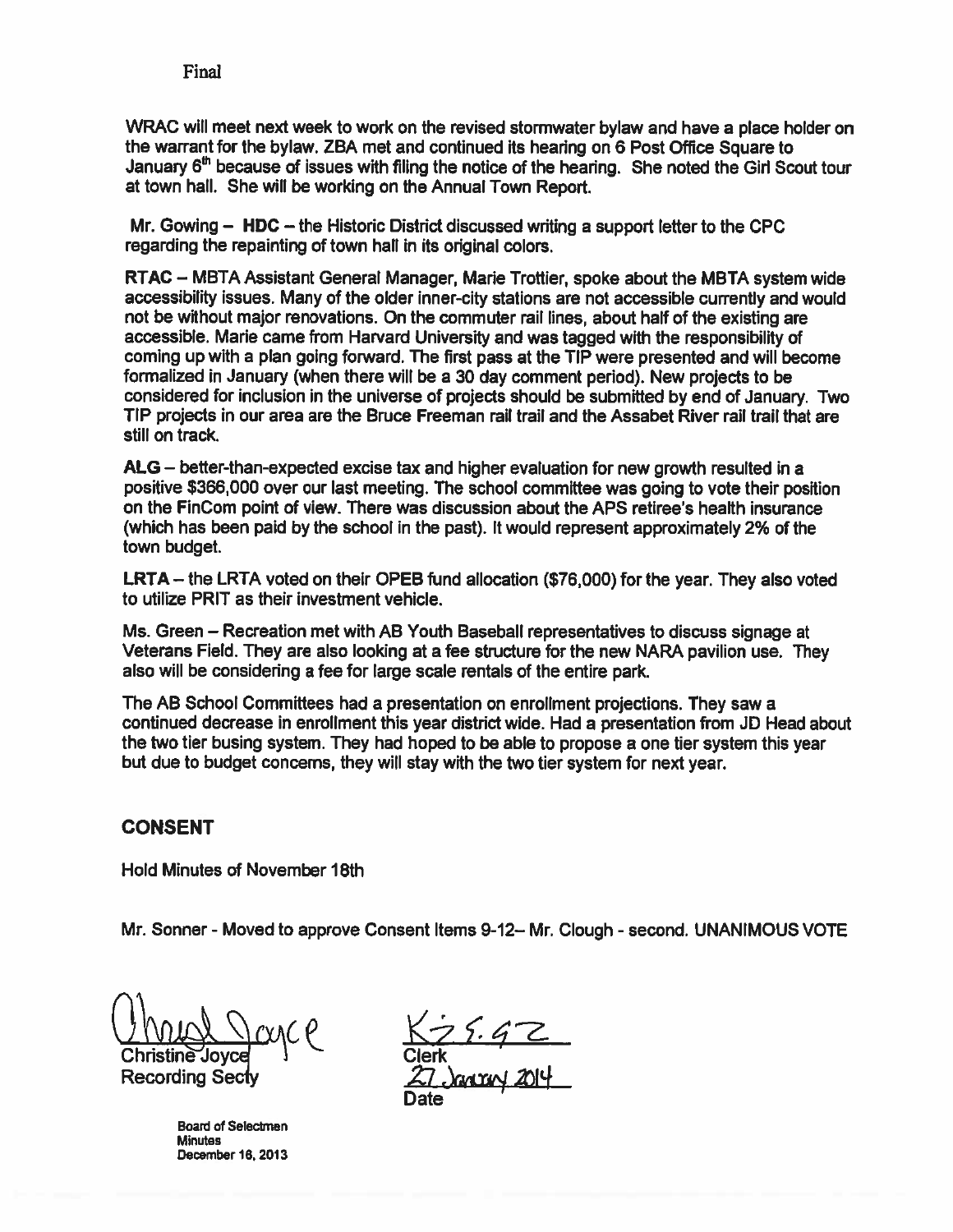Final

WRAC will meet next week to work on the revised stormwater bylaw and have a place holder on the warrant for the bylaw. ZBA met and continued its hearing on 6 Post Office Square to January 6th because of issues with filing the notice of the hearing. She noted the Girl Scout tour at town hall. She will be working on the Annual Town Report.

Mr. Gowing – **HDC** – the Historic District discussed writing a support letter to the CPC regarding the repainting of town hall in its original colors.

**RTAC** – MBTA Assistant General Manager, Marie Trottier, spoke about the MBTA system wide accessibility issues. Many of the older inner-city stations are not accessible currently and would not be without major renovations. On the commuter rail lines, about half of the existing are accessible. Marie came from Harvard University and was tagged with the responsibility of coming up with a plan going forward. The first pass at the TIP were presented and will become formalized in January (when there will be a 30 day comment period). New projects to be considered for inclusion in the universe of projects should be submitted by end of January. Two TIP projects in our area are the Bruce Freeman rail trail and the Assabet River rail trail that are still on track.

**ALG** – better-than-expected excise tax and higher evaluation for new growth resulted in a positive $366,000 over our last meeting. The school committee was going to vote their position on the FinCom point of view. There was discussion about the APS retiree's health insurance (which has been paid by the school in the past). It would represent approximately 2% of the town budget.

**LRTA** – the LRTA voted on their OPEB fund allocation ($76,000) for the year. They also voted to utilize PRIT as their investment vehicle.

Ms. Green – Recreation met with AB Youth Baseball representatives to discuss signage at Veterans Field. They are also looking at a fee structure for the new NARA pavilion use. They also will be considering a fee for large scale rentals of the entire park.

The AB School Committees had a presentation on enrollment projections. They saw a continued decrease in enrollment this year district wide. Had a presentation from JD Head about the two tier busing system. They had hoped to be able to propose a one tier system this year but due to budget concerns, they will stay with the two tier system for next year.

## CONSENT

Hold Minutes of November 18th

Mr. Sonner - Moved to approve Consent Items 9-12– Mr. Clough - second. UNANIMOUS VOTE

Christine Joyce
Recording Secty

Clerk
27 January 2014
Date

Board of Selectmen
Minutes
December 16, 2013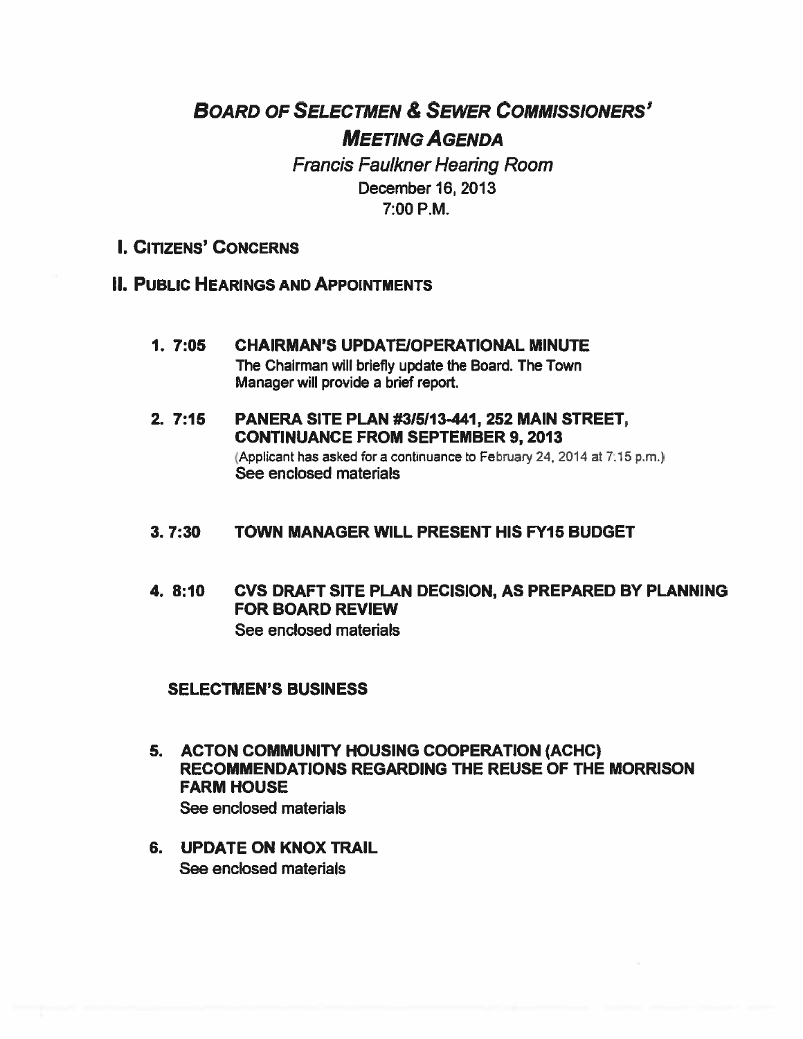# *Board of Selectmen & Sewer Commissioners' Meeting Agenda*

*Francis Faulkner Hearing Room*

December 16, 2013

7:00 P.M.

## I. Citizens' Concerns

## II. Public Hearings and Appointments

1. **7:05 CHAIRMAN'S UPDATE/OPERATIONAL MINUTE**
   The Chairman will briefly update the Board. The Town Manager will provide a brief report.

2. **7:15 PANERA SITE PLAN #3/5/13-441, 252 MAIN STREET, CONTINUANCE FROM SEPTEMBER 9, 2013**
   (Applicant has asked for a continuance to February 24, 2014 at 7:15 p.m.)
   See enclosed materials

3. **7:30 TOWN MANAGER WILL PRESENT HIS FY15 BUDGET**

4. **8:10 CVS DRAFT SITE PLAN DECISION, AS PREPARED BY PLANNING FOR BOARD REVIEW**
   See enclosed materials

### SELECTMEN'S BUSINESS

5. **ACTON COMMUNITY HOUSING COOPERATION (ACHC) RECOMMENDATIONS REGARDING THE REUSE OF THE MORRISON FARM HOUSE**
   See enclosed materials

6. **UPDATE ON KNOX TRAIL**
   See enclosed materials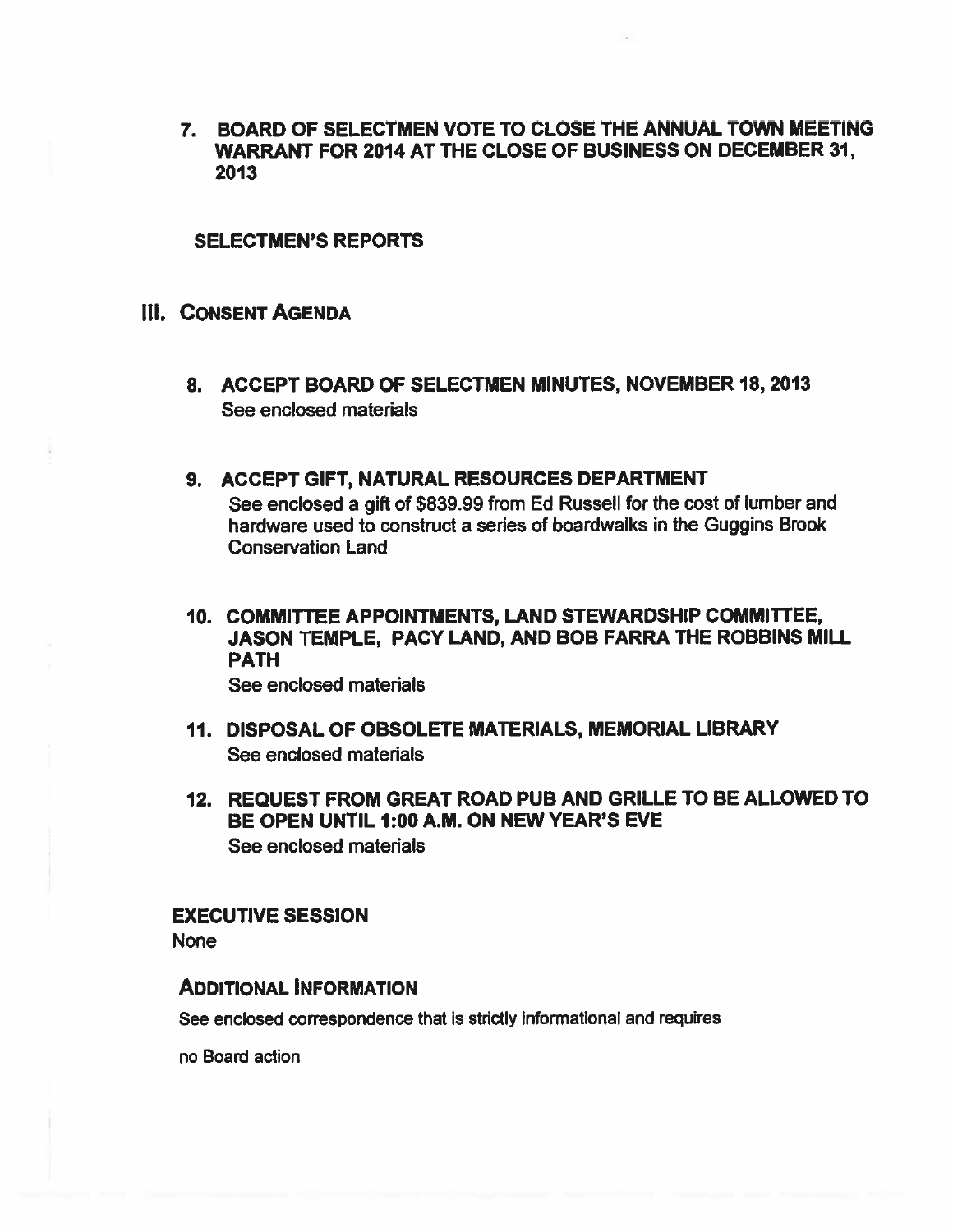7. **BOARD OF SELECTMEN VOTE TO CLOSE THE ANNUAL TOWN MEETING WARRANT FOR 2014 AT THE CLOSE OF BUSINESS ON DECEMBER 31, 2013**

**SELECTMEN'S REPORTS**

## III. CONSENT AGENDA

8. **ACCEPT BOARD OF SELECTMEN MINUTES, NOVEMBER 18, 2013**
   See enclosed materials

9. **ACCEPT GIFT, NATURAL RESOURCES DEPARTMENT**
   See enclosed a gift of $839.99 from Ed Russell for the cost of lumber and hardware used to construct a series of boardwalks in the Guggins Brook Conservation Land

10. **COMMITTEE APPOINTMENTS, LAND STEWARDSHIP COMMITTEE, JASON TEMPLE, PACY LAND, AND BOB FARRA THE ROBBINS MILL PATH**
    See enclosed materials

11. **DISPOSAL OF OBSOLETE MATERIALS, MEMORIAL LIBRARY**
    See enclosed materials

12. **REQUEST FROM GREAT ROAD PUB AND GRILLE TO BE ALLOWED TO BE OPEN UNTIL 1:00 A.M. ON NEW YEAR'S EVE**
    See enclosed materials

**EXECUTIVE SESSION**

None

**ADDITIONAL INFORMATION**

See enclosed correspondence that is strictly informational and requires

no Board action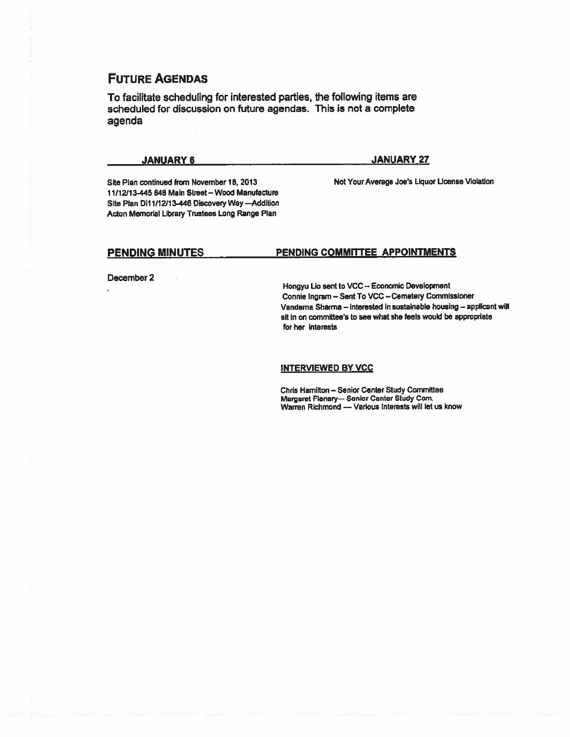# FUTURE AGENDAS

**To facilitate scheduling for interested parties, the following items are scheduled for discussion on future agendas. This is not a complete agenda**

## JANUARY 6

Site Plan continued from November 18, 2013
11/12/13-445 848 Main Street – Wood Manufacture
Site Plan DI11/12/13-446 Discovery Way —Addition
Acton Memorial Library Trustees Long Range Plan

## JANUARY 27

Not Your Average Joe's Liquor License Violation

## PENDING MINUTES

December 2

## PENDING COMMITTEE APPOINTMENTS

Hongyu Lio sent to VCC – Economic Development
Connie Ingram – Sent To VCC – Cemetery Commissioner
Vandama Sharma – interested in sustainable housing – applicant will sit in on committee's to see what she feels would be appropriate for her interests

### INTERVIEWED BY VCC

Chris Hamilton – Senior Center Study Committee
Margaret Flanary— Senior Center Study Com.
Warren Richmond — Various interests will let us know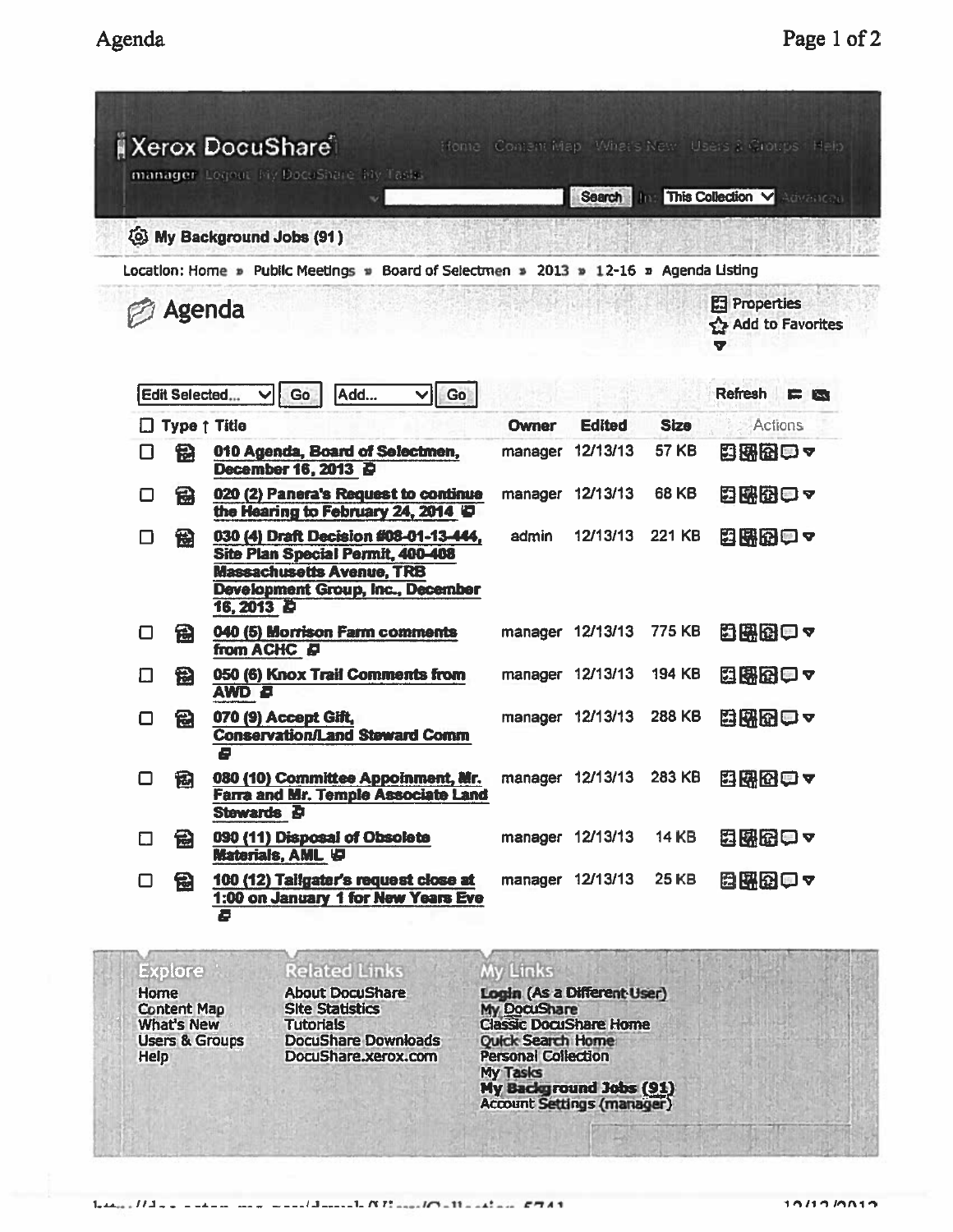Xerox DocuShare

Home Content Map What's New Users & Groups Help

manager Logout My DocuShare My Tasks

Search In: This Collection Advanced

My Background Jobs (91)

Location: Home » Public Meetings » Board of Selectmen » 2013 » 12-16 » Agenda Listing

# Agenda

Properties
Add to Favorites

Edit Selected... Go Add... Go Refresh

| Type ↑ | Title | Owner | Edited | Size | Actions |
|---|---|---|---|---|---|
| | 010 Agenda, Board of Selectmen, December 16, 2013 | manager | 12/13/13 | 57 KB | |
| | 020 (2) Panera's Request to continue the Hearing to February 24, 2014 | manager | 12/13/13 | 68 KB | |
| | 030 (4) Draft Decision #08-01-13-444, Site Plan Special Permit, 400-408 Massachusetts Avenue, TRB Development Group, Inc., December 16, 2013 | admin | 12/13/13 | 221 KB | |
| | 040 (5) Morrison Farm comments from ACHC | manager | 12/13/13 | 775 KB | |
| | 050 (6) Knox Trail Comments from AWD | manager | 12/13/13 | 194 KB | |
| | 070 (9) Accept Gift, Conservation/Land Steward Comm | manager | 12/13/13 | 288 KB | |
| | 080 (10) Committee Appoinment, Mr. Farra and Mr. Temple Associate Land Stewards | manager | 12/13/13 | 283 KB | |
| | 090 (11) Disposal of Obsolete Materials, AML | manager | 12/13/13 | 14 KB | |
| | 100 (12) Tailgatar's request close at 1:00 on January 1 for New Years Eve | manager | 12/13/13 | 25 KB | |

**Explore**
Home
Content Map
What's New
Users & Groups
Help

**Related Links**
About DocuShare
Site Statistics
Tutorials
DocuShare Downloads
DocuShare.xerox.com

**My Links**
Login (As a Different User)
My DocuShare
Classic DocuShare Home
Quick Search Home
Personal Collection
My Tasks
My Background Jobs (91)
Account Settings (manager)